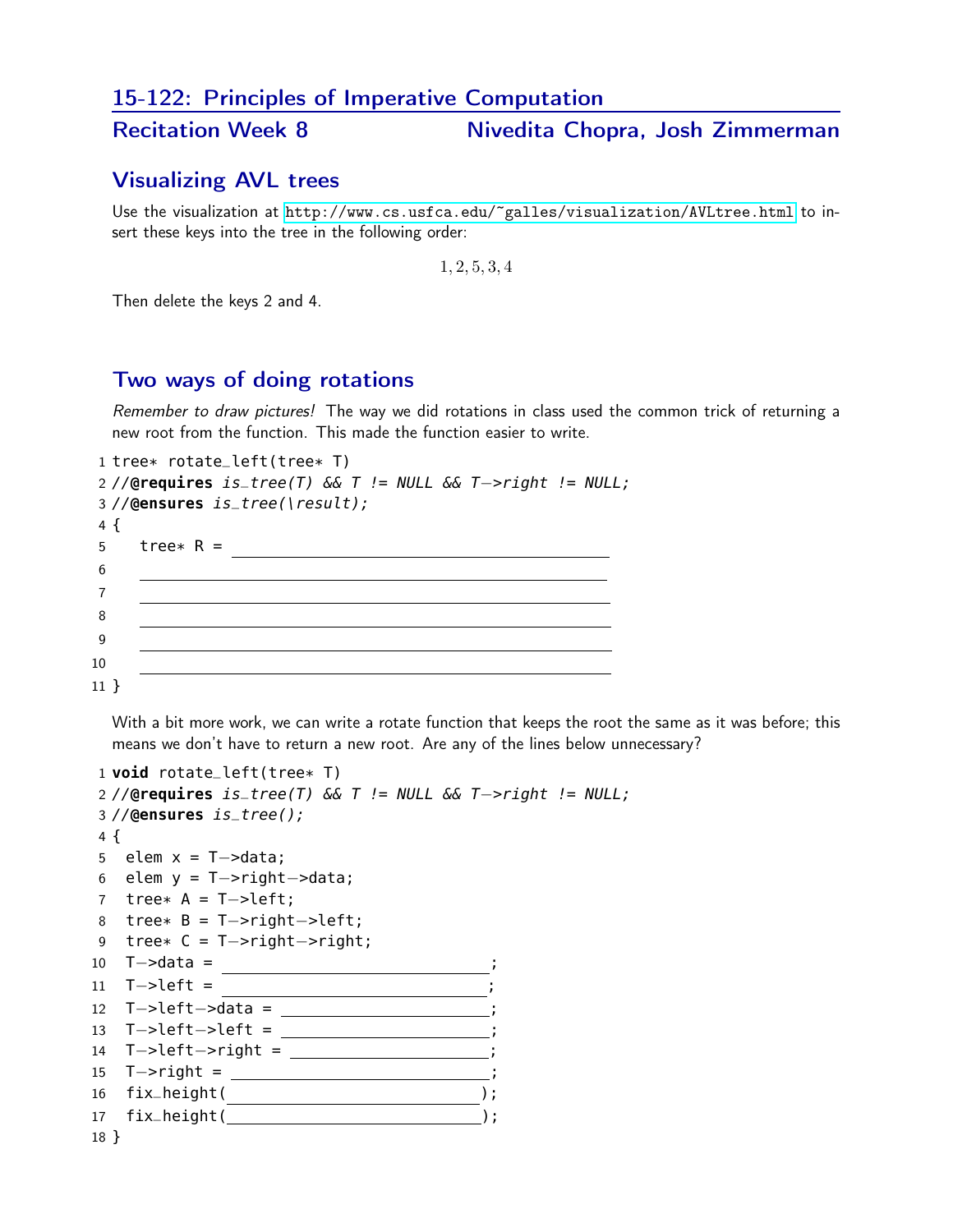## 15-122: Principles of Imperative Computation

### Recitation Week 8 — Nivedita Chopra, Josh Zimmerman

## Visualizing AVL trees

Use the visualization at http://www.cs.usfca.edu/~galles/visualization/AVLtree.html to insert these keys into the tree in the following order:

$$1, 2, 5, 3, 4$$

Then delete the keys 2 and 4.

## Two ways of doing rotations

*Remember to draw pictures!* The way we did rotations in class used the common trick of returning a new root from the function. This made the function easier to write.

```
1  tree* rotate_left(tree* T)
2  //@requires is_tree(T) && T != NULL && T->right != NULL;
3  //@ensures is_tree(\result);
4  {
5    tree* R = ____________________________
6    ______________________________________
7    ______________________________________
8    ______________________________________
9    ______________________________________
10   ______________________________________
11 }
```

With a bit more work, we can write a rotate function that keeps the root the same as it was before; this means we don't have to return a new root. Are any of the lines below unnecessary?

```
1  void rotate_left(tree* T)
2  //@requires is_tree(T) && T != NULL && T->right != NULL;
3  //@ensures is_tree();
4  {
5    elem x = T->data;
6    elem y = T->right->data;
7    tree* A = T->left;
8    tree* B = T->right->left;
9    tree* C = T->right->right;
10   T->data = ____________________;
11   T->left = ____________________;
12   T->left->data = ____________________;
13   T->left->left = ____________________;
14   T->left->right = ____________________;
15   T->right = ____________________;
16   fix_height(____________________);
17   fix_height(____________________);
18 }
```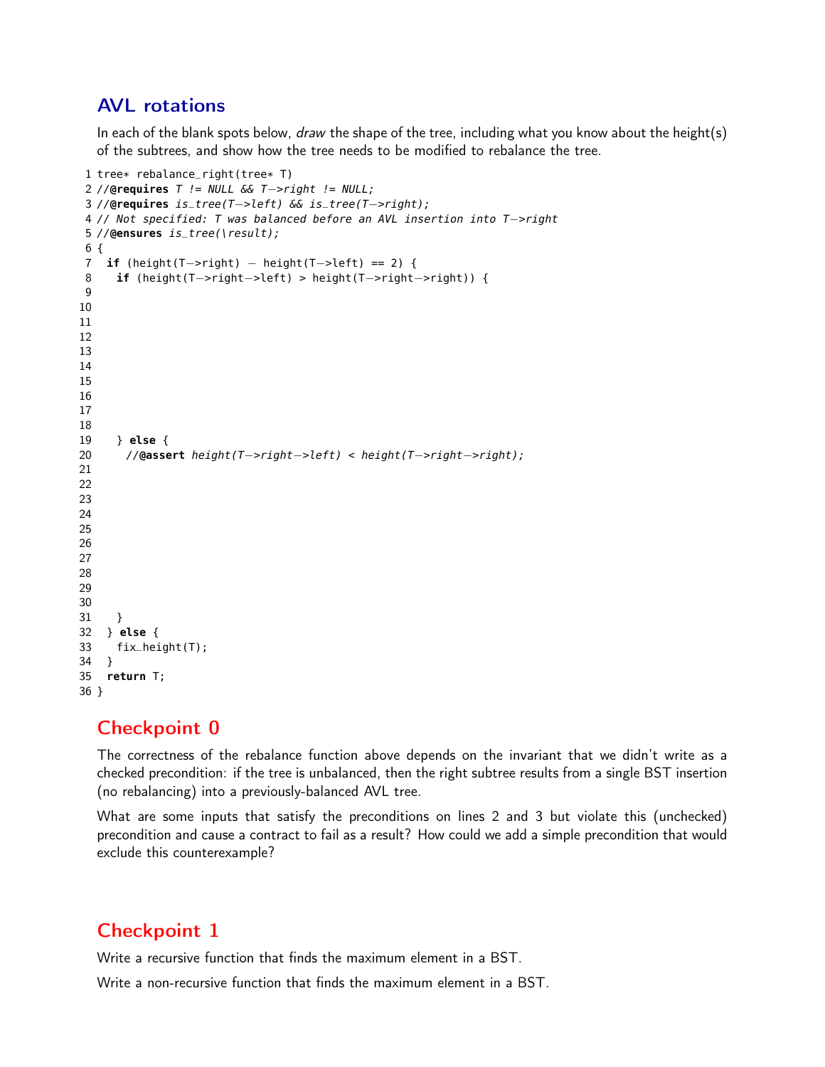## AVL rotations

In each of the blank spots below, *draw* the shape of the tree, including what you know about the height(s) of the subtrees, and show how the tree needs to be modified to rebalance the tree.

```
1 tree* rebalance_right(tree* T)
2 //@requires T != NULL && T->right != NULL;
3 //@requires is_tree(T->left) && is_tree(T->right);
4 // Not specified: T was balanced before an AVL insertion into T->right
5 //@ensures is_tree(\result);
6 {
7   if (height(T->right) - height(T->left) == 2) {
8     if (height(T->right->left) > height(T->right->right)) {
9
10
11
12
13
14
15
16
17
18
19    } else {
20      //@assert height(T->right->left) < height(T->right->right);
21
22
23
24
25
26
27
28
29
30
31    }
32  } else {
33    fix_height(T);
34  }
35  return T;
36 }
```

## Checkpoint 0

The correctness of the rebalance function above depends on the invariant that we didn't write as a checked precondition: if the tree is unbalanced, then the right subtree results from a single BST insertion (no rebalancing) into a previously-balanced AVL tree.

What are some inputs that satisfy the preconditions on lines 2 and 3 but violate this (unchecked) precondition and cause a contract to fail as a result? How could we add a simple precondition that would exclude this counterexample?

## Checkpoint 1

Write a recursive function that finds the maximum element in a BST.

Write a non-recursive function that finds the maximum element in a BST.